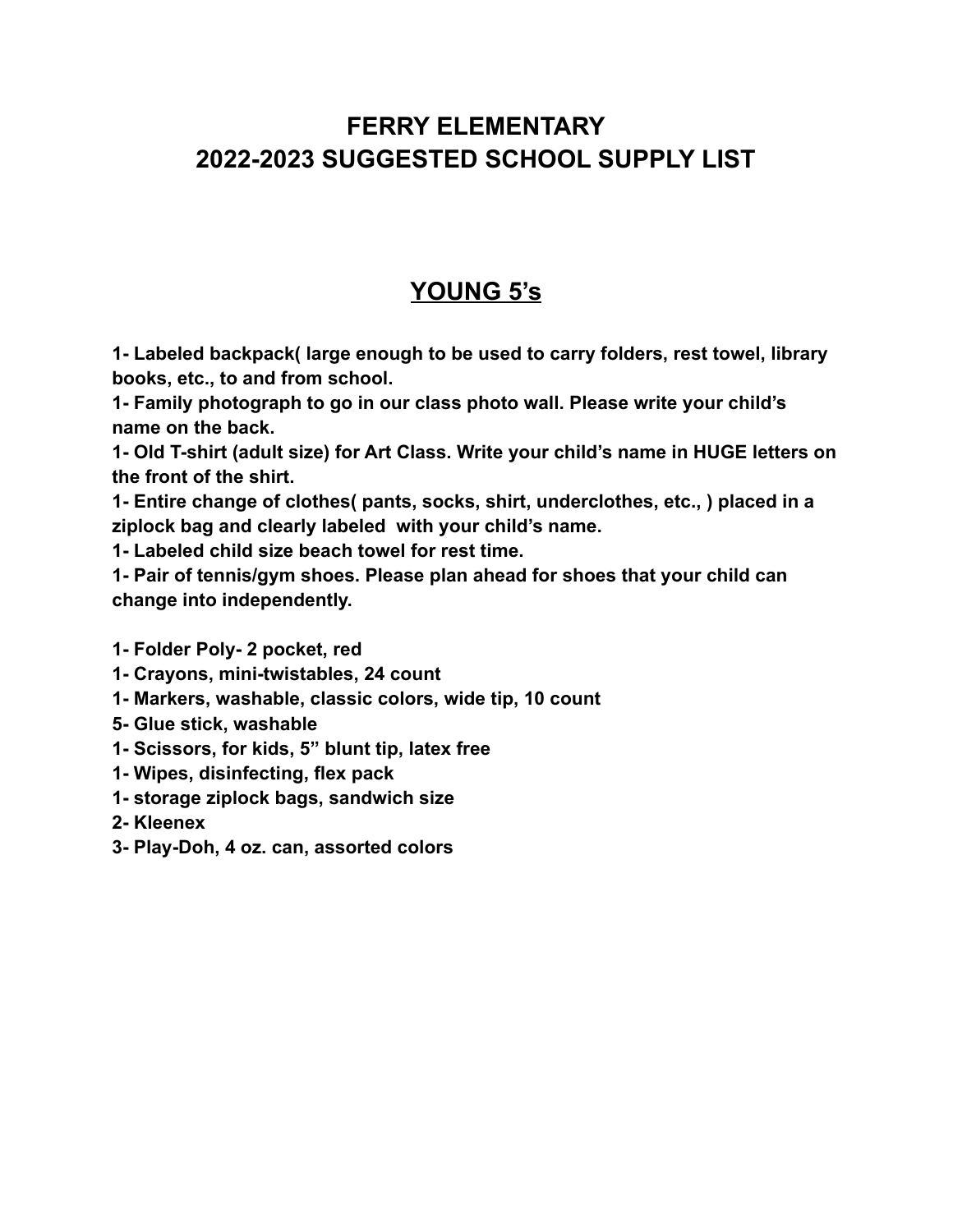# FERRY ELEMENTARY
# 2022-2023 SUGGESTED SCHOOL SUPPLY LIST

## YOUNG 5's

**1- Labeled backpack( large enough to be used to carry folders, rest towel, library books, etc., to and from school.**
**1- Family photograph to go in our class photo wall. Please write your child's name on the back.**
**1- Old T-shirt (adult size) for Art Class. Write your child's name in HUGE letters on the front of the shirt.**
**1- Entire change of clothes( pants, socks, shirt, underclothes, etc., ) placed in a ziplock bag and clearly labeled with your child's name.**
**1- Labeled child size beach towel for rest time.**
**1- Pair of tennis/gym shoes. Please plan ahead for shoes that your child can change into independently.**

**1- Folder Poly- 2 pocket, red**
**1- Crayons, mini-twistables, 24 count**
**1- Markers, washable, classic colors, wide tip, 10 count**
**5- Glue stick, washable**
**1- Scissors, for kids, 5" blunt tip, latex free**
**1- Wipes, disinfecting, flex pack**
**1- storage ziplock bags, sandwich size**
**2- Kleenex**
**3- Play-Doh, 4 oz. can, assorted colors**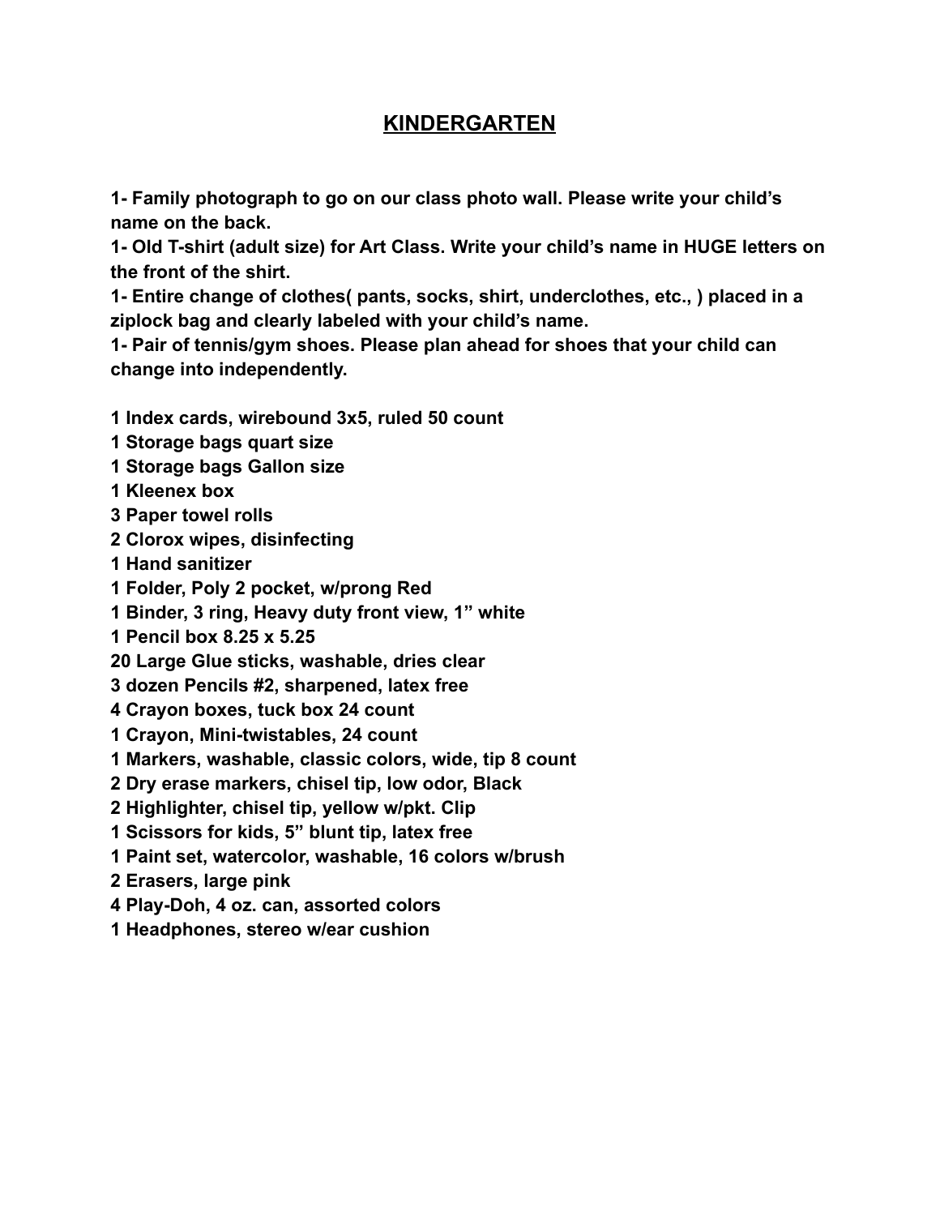## KINDERGARTEN

**1- Family photograph to go on our class photo wall. Please write your child's name on the back.**
**1- Old T-shirt (adult size) for Art Class. Write your child's name in HUGE letters on the front of the shirt.**
**1- Entire change of clothes( pants, socks, shirt, underclothes, etc., ) placed in a ziplock bag and clearly labeled with your child's name.**
**1- Pair of tennis/gym shoes. Please plan ahead for shoes that your child can change into independently.**

**1 Index cards, wirebound 3x5, ruled 50 count**
**1 Storage bags quart size**
**1 Storage bags Gallon size**
**1 Kleenex box**
**3 Paper towel rolls**
**2 Clorox wipes, disinfecting**
**1 Hand sanitizer**
**1 Folder, Poly 2 pocket, w/prong Red**
**1 Binder, 3 ring, Heavy duty front view, 1" white**
**1 Pencil box 8.25 x 5.25**
**20 Large Glue sticks, washable, dries clear**
**3 dozen Pencils #2, sharpened, latex free**
**4 Crayon boxes, tuck box 24 count**
**1 Crayon, Mini-twistables, 24 count**
**1 Markers, washable, classic colors, wide, tip 8 count**
**2 Dry erase markers, chisel tip, low odor, Black**
**2 Highlighter, chisel tip, yellow w/pkt. Clip**
**1 Scissors for kids, 5" blunt tip, latex free**
**1 Paint set, watercolor, washable, 16 colors w/brush**
**2 Erasers, large pink**
**4 Play-Doh, 4 oz. can, assorted colors**
**1 Headphones, stereo w/ear cushion**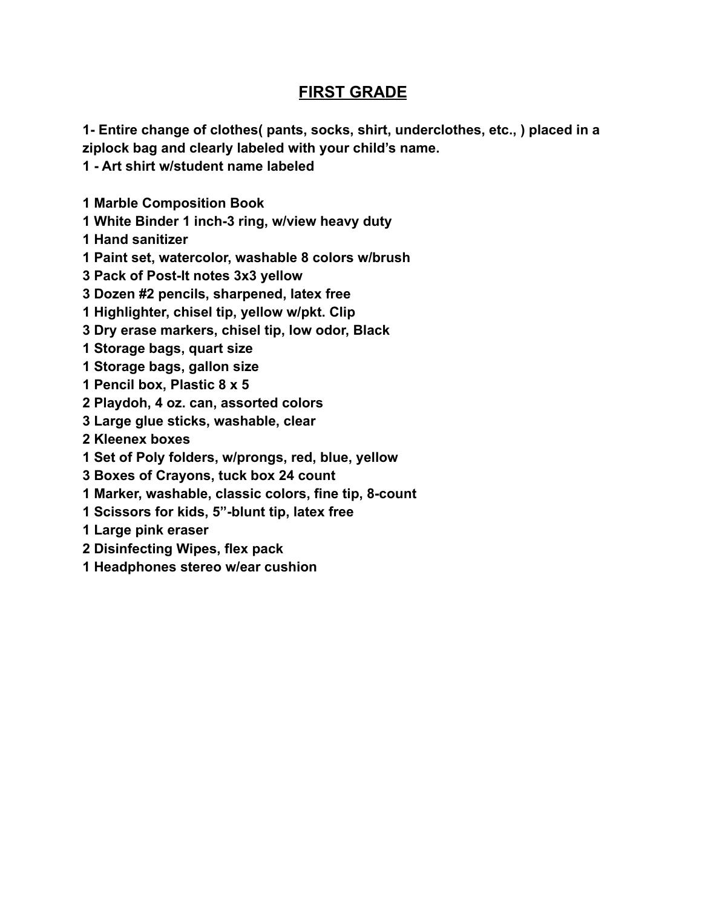## FIRST GRADE

**1- Entire change of clothes( pants, socks, shirt, underclothes, etc., ) placed in a ziplock bag and clearly labeled with your child's name.**
**1 - Art shirt w/student name labeled**

**1 Marble Composition Book**
**1 White Binder 1 inch-3 ring, w/view heavy duty**
**1 Hand sanitizer**
**1 Paint set, watercolor, washable 8 colors w/brush**
**3 Pack of Post-It notes 3x3 yellow**
**3 Dozen #2 pencils, sharpened, latex free**
**1 Highlighter, chisel tip, yellow w/pkt. Clip**
**3 Dry erase markers, chisel tip, low odor, Black**
**1 Storage bags, quart size**
**1 Storage bags, gallon size**
**1 Pencil box, Plastic 8 x 5**
**2 Playdoh, 4 oz. can, assorted colors**
**3 Large glue sticks, washable, clear**
**2 Kleenex boxes**
**1 Set of Poly folders, w/prongs, red, blue, yellow**
**3 Boxes of Crayons, tuck box 24 count**
**1 Marker, washable, classic colors, fine tip, 8-count**
**1 Scissors for kids, 5"-blunt tip, latex free**
**1 Large pink eraser**
**2 Disinfecting Wipes, flex pack**
**1 Headphones stereo w/ear cushion**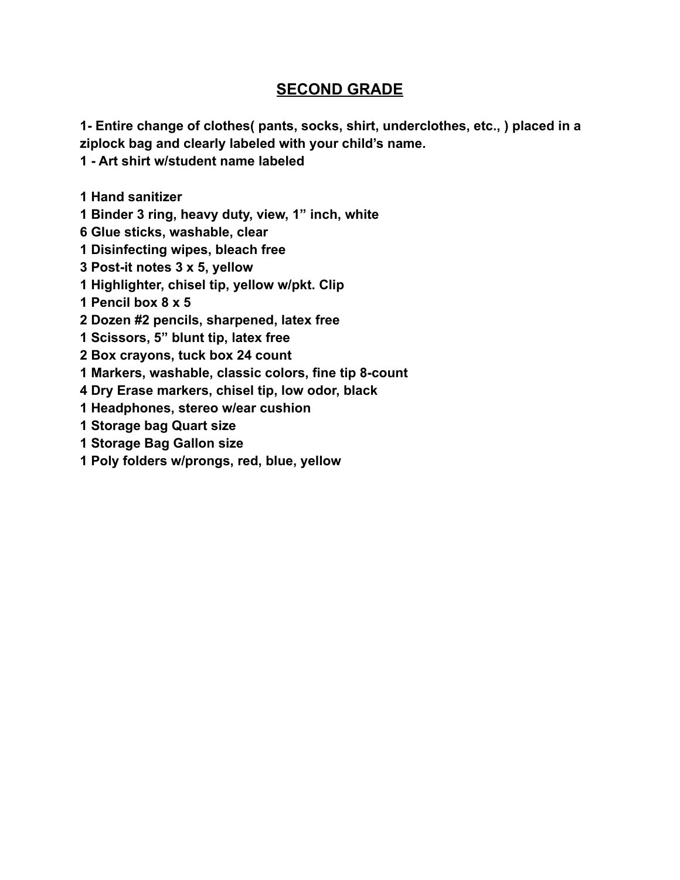# SECOND GRADE

**1- Entire change of clothes( pants, socks, shirt, underclothes, etc., ) placed in a ziplock bag and clearly labeled with your child's name.**
**1 - Art shirt w/student name labeled**

**1 Hand sanitizer**
**1 Binder 3 ring, heavy duty, view, 1" inch, white**
**6 Glue sticks, washable, clear**
**1 Disinfecting wipes, bleach free**
**3 Post-it notes 3 x 5, yellow**
**1 Highlighter, chisel tip, yellow w/pkt. Clip**
**1 Pencil box 8 x 5**
**2 Dozen #2 pencils, sharpened, latex free**
**1 Scissors, 5" blunt tip, latex free**
**2 Box crayons, tuck box 24 count**
**1 Markers, washable, classic colors, fine tip 8-count**
**4 Dry Erase markers, chisel tip, low odor, black**
**1 Headphones, stereo w/ear cushion**
**1 Storage bag Quart size**
**1 Storage Bag Gallon size**
**1 Poly folders w/prongs, red, blue, yellow**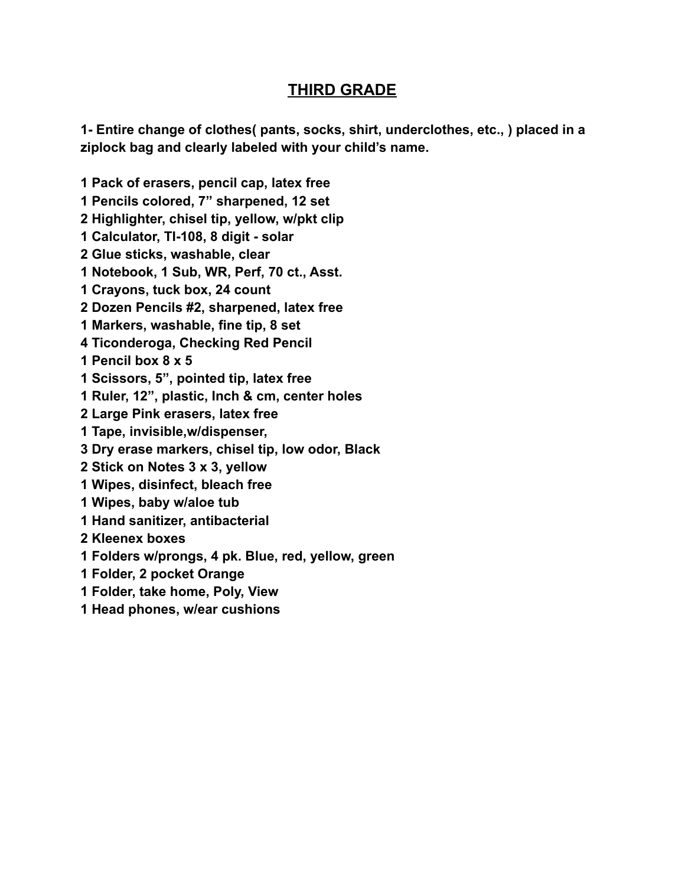# THIRD GRADE

**1- Entire change of clothes( pants, socks, shirt, underclothes, etc., ) placed in a ziplock bag and clearly labeled with your child's name.**

**1 Pack of erasers, pencil cap, latex free**
**1 Pencils colored, 7" sharpened, 12 set**
**2 Highlighter, chisel tip, yellow, w/pkt clip**
**1 Calculator, TI-108, 8 digit - solar**
**2 Glue sticks, washable, clear**
**1 Notebook, 1 Sub, WR, Perf, 70 ct., Asst.**
**1 Crayons, tuck box, 24 count**
**2 Dozen Pencils #2, sharpened, latex free**
**1 Markers, washable, fine tip, 8 set**
**4 Ticonderoga, Checking Red Pencil**
**1 Pencil box 8 x 5**
**1 Scissors, 5", pointed tip, latex free**
**1 Ruler, 12", plastic, Inch & cm, center holes**
**2 Large Pink erasers, latex free**
**1 Tape, invisible,w/dispenser,**
**3 Dry erase markers, chisel tip, low odor, Black**
**2 Stick on Notes 3 x 3, yellow**
**1 Wipes, disinfect, bleach free**
**1 Wipes, baby w/aloe tub**
**1 Hand sanitizer, antibacterial**
**2 Kleenex boxes**
**1 Folders w/prongs, 4 pk. Blue, red, yellow, green**
**1 Folder, 2 pocket Orange**
**1 Folder, take home, Poly, View**
**1 Head phones, w/ear cushions**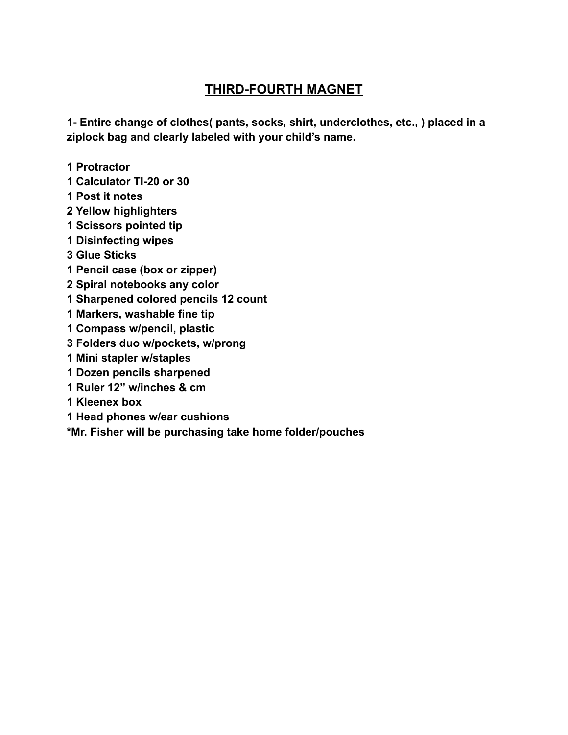# THIRD-FOURTH MAGNET

**1- Entire change of clothes( pants, socks, shirt, underclothes, etc., ) placed in a ziplock bag and clearly labeled with your child's name.**

**1 Protractor**
**1 Calculator TI-20 or 30**
**1 Post it notes**
**2 Yellow highlighters**
**1 Scissors pointed tip**
**1 Disinfecting wipes**
**3 Glue Sticks**
**1 Pencil case (box or zipper)**
**2 Spiral notebooks any color**
**1 Sharpened colored pencils 12 count**
**1 Markers, washable fine tip**
**1 Compass w/pencil, plastic**
**3 Folders duo w/pockets, w/prong**
**1 Mini stapler w/staples**
**1 Dozen pencils sharpened**
**1 Ruler 12" w/inches & cm**
**1 Kleenex box**
**1 Head phones w/ear cushions**
**\*Mr. Fisher will be purchasing take home folder/pouches**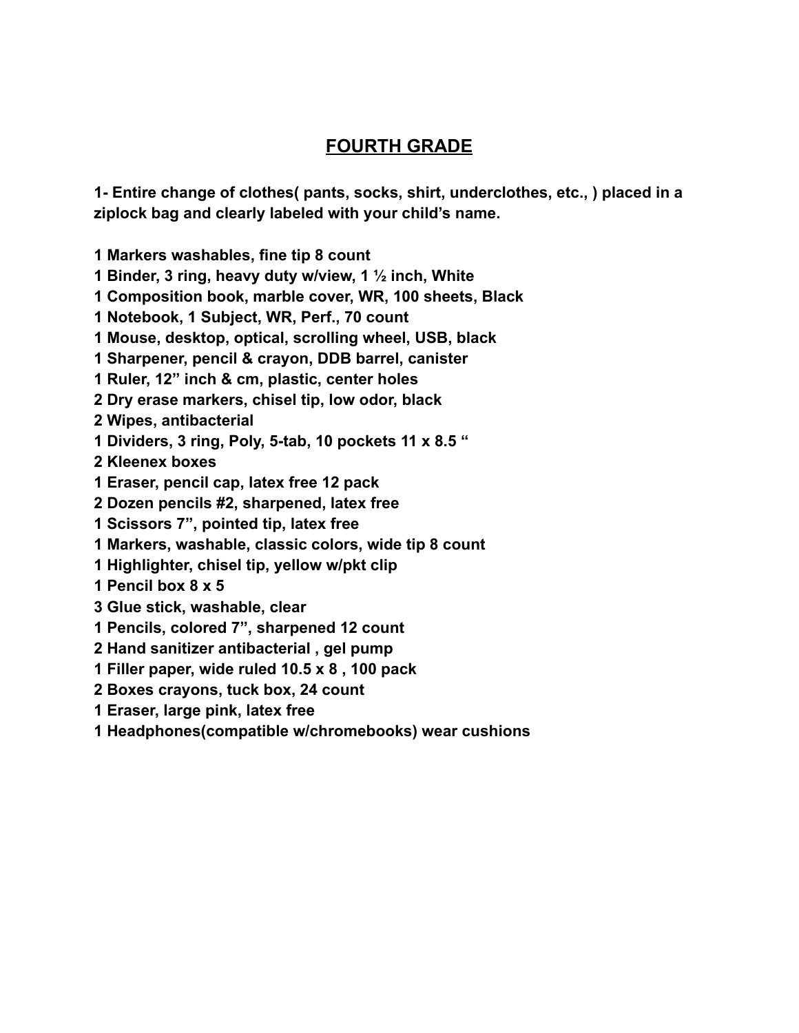## FOURTH GRADE

**1- Entire change of clothes( pants, socks, shirt, underclothes, etc., ) placed in a ziplock bag and clearly labeled with your child's name.**

**1 Markers washables, fine tip 8 count**
**1 Binder, 3 ring, heavy duty w/view, 1 ½ inch, White**
**1 Composition book, marble cover, WR, 100 sheets, Black**
**1 Notebook, 1 Subject, WR, Perf., 70 count**
**1 Mouse, desktop, optical, scrolling wheel, USB, black**
**1 Sharpener, pencil & crayon, DDB barrel, canister**
**1 Ruler, 12" inch & cm, plastic, center holes**
**2 Dry erase markers, chisel tip, low odor, black**
**2 Wipes, antibacterial**
**1 Dividers, 3 ring, Poly, 5-tab, 10 pockets 11 x 8.5 "**
**2 Kleenex boxes**
**1 Eraser, pencil cap, latex free 12 pack**
**2 Dozen pencils #2, sharpened, latex free**
**1 Scissors 7", pointed tip, latex free**
**1 Markers, washable, classic colors, wide tip 8 count**
**1 Highlighter, chisel tip, yellow w/pkt clip**
**1 Pencil box 8 x 5**
**3 Glue stick, washable, clear**
**1 Pencils, colored 7", sharpened 12 count**
**2 Hand sanitizer antibacterial , gel pump**
**1 Filler paper, wide ruled 10.5 x 8 , 100 pack**
**2 Boxes crayons, tuck box, 24 count**
**1 Eraser, large pink, latex free**
**1 Headphones(compatible w/chromebooks) wear cushions**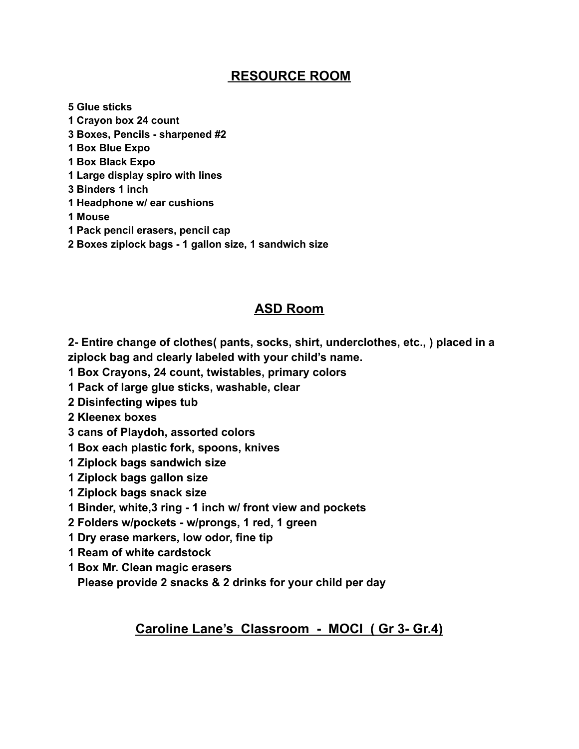## RESOURCE ROOM

**5 Glue sticks**
**1 Crayon box 24 count**
**3 Boxes, Pencils - sharpened #2**
**1 Box Blue Expo**
**1 Box Black Expo**
**1 Large display spiro with lines**
**3 Binders 1 inch**
**1 Headphone w/ ear cushions**
**1 Mouse**
**1 Pack pencil erasers, pencil cap**
**2 Boxes ziplock bags - 1 gallon size, 1 sandwich size**

## ASD Room

**2- Entire change of clothes( pants, socks, shirt, underclothes, etc., ) placed in a ziplock bag and clearly labeled with your child's name.**
**1 Box Crayons, 24 count, twistables, primary colors**
**1 Pack of large glue sticks, washable, clear**
**2 Disinfecting wipes tub**
**2 Kleenex boxes**
**3 cans of Playdoh, assorted colors**
**1 Box each plastic fork, spoons, knives**
**1 Ziplock bags sandwich size**
**1 Ziplock bags gallon size**
**1 Ziplock bags snack size**
**1 Binder, white,3 ring - 1 inch w/ front view and pockets**
**2 Folders w/pockets - w/prongs, 1 red, 1 green**
**1 Dry erase markers, low odor, fine tip**
**1 Ream of white cardstock**
**1 Box Mr. Clean magic erasers**
**Please provide 2 snacks & 2 drinks for your child per day**

## Caroline Lane's Classroom - MOCI ( Gr 3- Gr.4)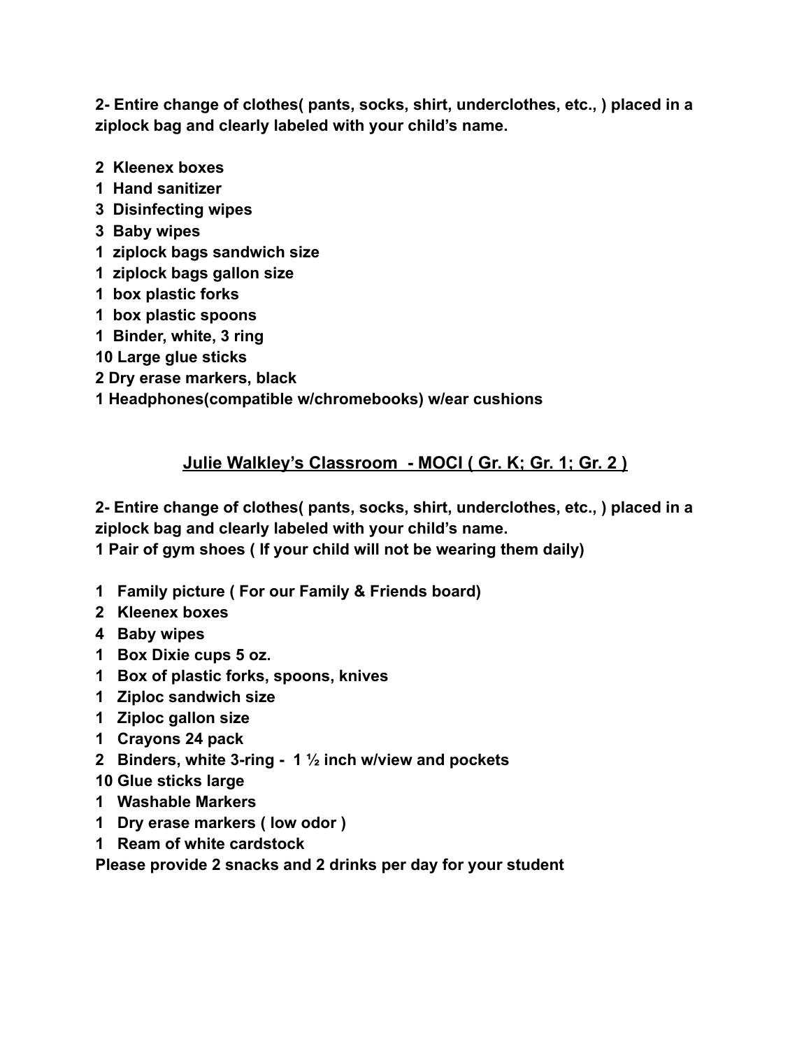**2- Entire change of clothes( pants, socks, shirt, underclothes, etc., ) placed in a ziplock bag and clearly labeled with your child's name.**

**2 Kleenex boxes**
**1 Hand sanitizer**
**3 Disinfecting wipes**
**3 Baby wipes**
**1 ziplock bags sandwich size**
**1 ziplock bags gallon size**
**1 box plastic forks**
**1 box plastic spoons**
**1 Binder, white, 3 ring**
**10 Large glue sticks**
**2 Dry erase markers, black**
**1 Headphones(compatible w/chromebooks) w/ear cushions**

## Julie Walkley's Classroom - MOCI ( Gr. K; Gr. 1; Gr. 2 )

**2- Entire change of clothes( pants, socks, shirt, underclothes, etc., ) placed in a ziplock bag and clearly labeled with your child's name.**
**1 Pair of gym shoes ( If your child will not be wearing them daily)**

**1 Family picture ( For our Family & Friends board)**
**2 Kleenex boxes**
**4 Baby wipes**
**1 Box Dixie cups 5 oz.**
**1 Box of plastic forks, spoons, knives**
**1 Ziploc sandwich size**
**1 Ziploc gallon size**
**1 Crayons 24 pack**
**2 Binders, white 3-ring - 1 ½ inch w/view and pockets**
**10 Glue sticks large**
**1 Washable Markers**
**1 Dry erase markers ( low odor )**
**1 Ream of white cardstock**
**Please provide 2 snacks and 2 drinks per day for your student**